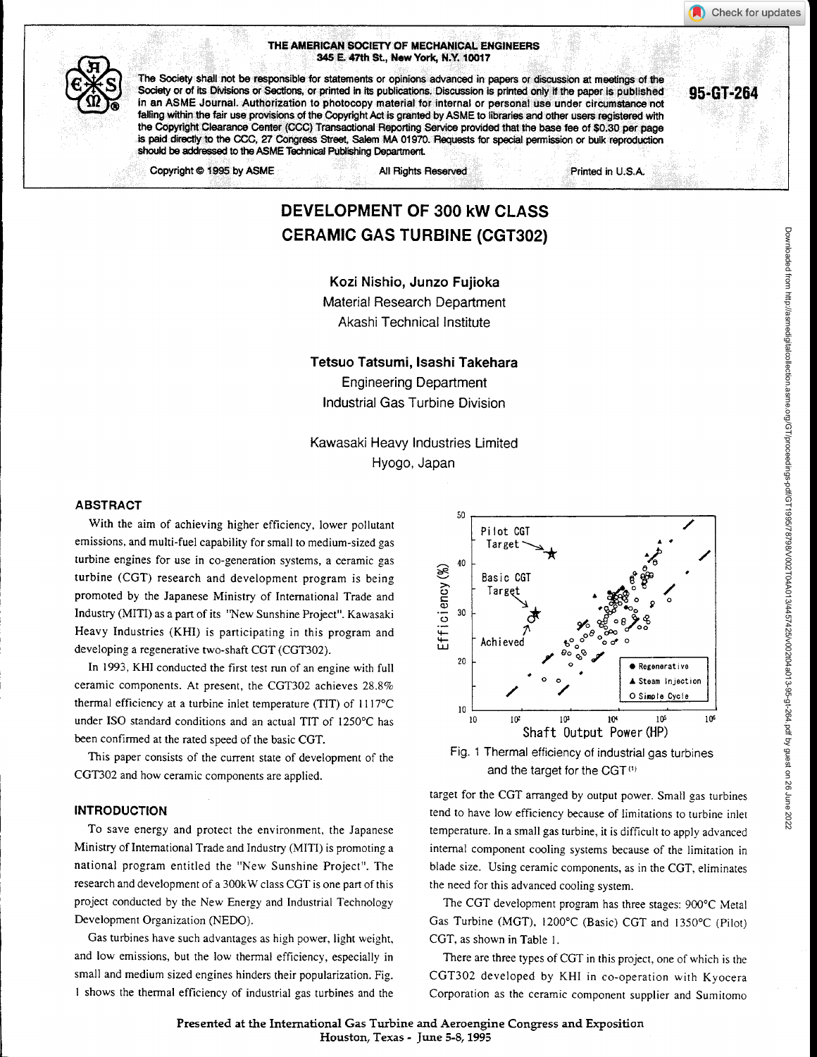THE AMERICAN SOCIETY OF MECHANICAL ENGINEERS
345 E. 47th St., New York, N.Y. 10017

The Society shall not be responsible for statements or opinions advanced in papers or discussion at meetings of the Society or of its Divisions or Sections, or printed in its publications. Discussion is printed only if the paper is published in an ASME Journal. Authorization to photocopy material for internal or personal use under circumstance not falling within the fair use provisions of the Copyright Act is granted by ASME to libraries and other users registered with the Copyright Clearance Center (CCC) Transactional Reporting Service provided that the base fee of $0.30 per page is paid directly to the CCC, 27 Congress Street, Salem MA 01970. Requests for special permission or bulk reproduction should be addressed to the ASME Technical Publishing Department.

Copyright © 1995 by ASME All Rights Reserved Printed in U.S.A.

95-GT-264

# DEVELOPMENT OF 300 kW CLASS CERAMIC GAS TURBINE (CGT302)

**Kozi Nishio, Junzo Fujioka**
Material Research Department
Akashi Technical Institute

**Tetsuo Tatsumi, Isashi Takehara**
Engineering Department
Industrial Gas Turbine Division

Kawasaki Heavy Industries Limited
Hyogo, Japan

## ABSTRACT

With the aim of achieving higher efficiency, lower pollutant emissions, and multi-fuel capability for small to medium-sized gas turbine engines for use in co-generation systems, a ceramic gas turbine (CGT) research and development program is being promoted by the Japanese Ministry of International Trade and Industry (MITI) as a part of its "New Sunshine Project". Kawasaki Heavy Industries (KHI) is participating in this program and developing a regenerative two-shaft CGT (CGT302).

In 1993, KHI conducted the first test run of an engine with full ceramic components. At present, the CGT302 achieves 28.8% thermal efficiency at a turbine inlet temperature (TIT) of 1117°C under ISO standard conditions and an actual TIT of 1250°C has been confirmed at the rated speed of the basic CGT.

This paper consists of the current state of development of the CGT302 and how ceramic components are applied.

## INTRODUCTION

To save energy and protect the environment, the Japanese Ministry of International Trade and Industry (MITI) is promoting a national program entitled the "New Sunshine Project". The research and development of a 300kW class CGT is one part of this project conducted by the New Energy and Industrial Technology Development Organization (NEDO).

Gas turbines have such advantages as high power, light weight, and low emissions, but the low thermal efficiency, especially in small and medium sized engines hinders their popularization. Fig. 1 shows the thermal efficiency of industrial gas turbines and the target for the CGT arranged by output power. Small gas turbines tend to have low efficiency because of limitations to turbine inlet temperature. In a small gas turbine, it is difficult to apply advanced internal component cooling systems because of the limitation in blade size. Using ceramic components, as in the CGT, eliminates the need for this advanced cooling system.

Fig. 1 Thermal efficiency of industrial gas turbines and the target for the CGT [1]

The CGT development program has three stages: 900°C Metal Gas Turbine (MGT), 1200°C (Basic) CGT and 1350°C (Pilot) CGT, as shown in Table 1.

There are three types of CGT in this project, one of which is the CGT302 developed by KHI in co-operation with Kyocera Corporation as the ceramic component supplier and Sumitomo

Presented at the International Gas Turbine and Aeroengine Congress and Exposition
Houston, Texas - June 5-8, 1995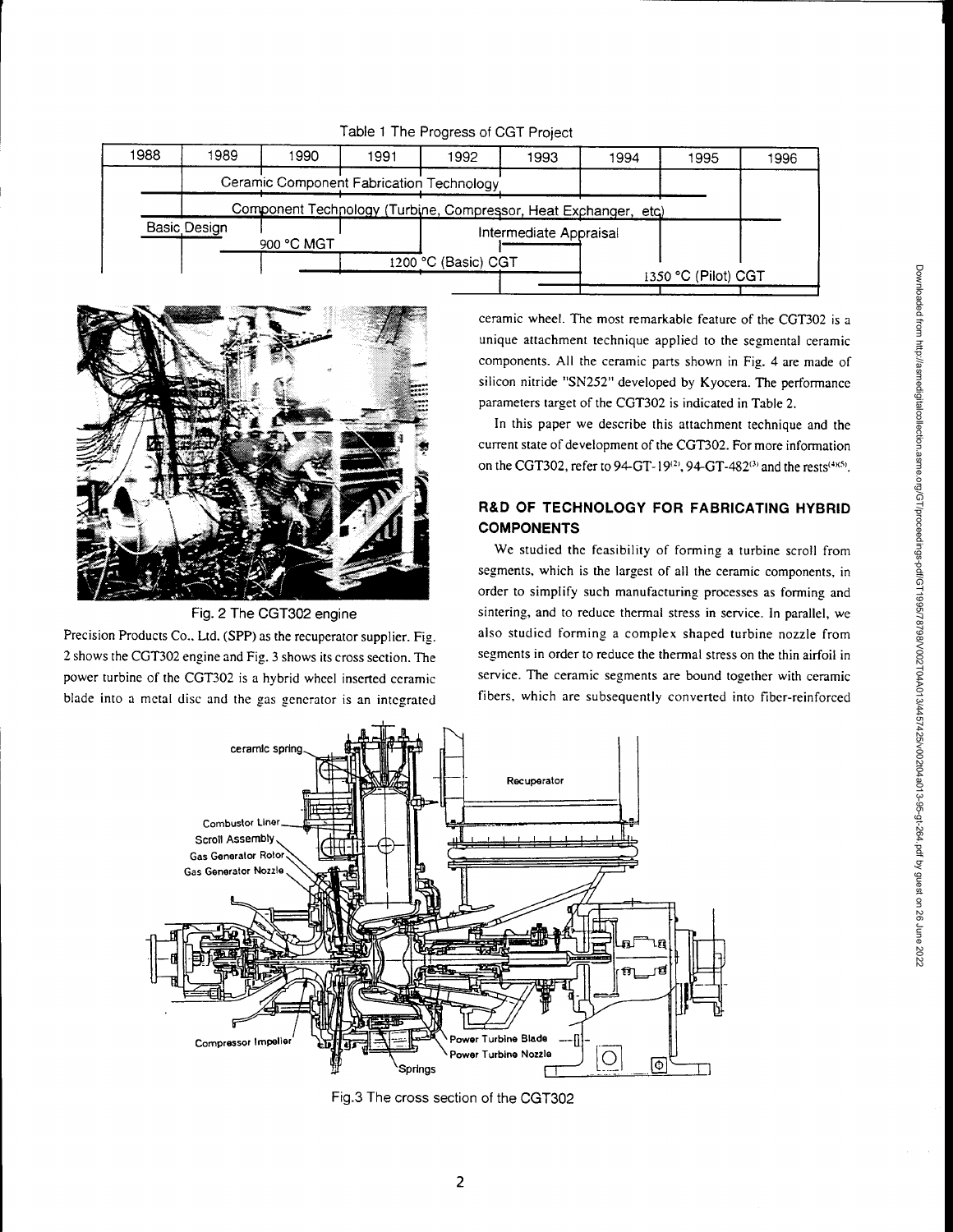Table 1 The Progress of CGT Project

| 1988 | 1989 | 1990 | 1991 | 1992 | 1993 | 1994 | 1995 | 1996 |
|---|---|---|---|---|---|---|---|---|
| | Ceramic Component Fabrication Technology | | | | | | | |
| | Component Technology (Turbine, Compressor, Heat Exchanger, etc) | | | | | | | |
| Basic Design | | 900 °C MGT | | Intermediate Appraisal | | | | |
| | | | 1200 °C (Basic) CGT | | | | | |
| | | | | | | 1350 °C (Pilot) CGT | | |

Fig. 2 The CGT302 engine

Precision Products Co., Ltd. (SPP) as the recuperator supplier. Fig. 2 shows the CGT302 engine and Fig. 3 shows its cross section. The power turbine of the CGT302 is a hybrid wheel inserted ceramic blade into a metal disc and the gas generator is an integrated ceramic wheel. The most remarkable feature of the CGT302 is a unique attachment technique applied to the segmental ceramic components. All the ceramic parts shown in Fig. 4 are made of silicon nitride "SN252" developed by Kyocera. The performance parameters target of the CGT302 is indicated in Table 2.

In this paper we describe this attachment technique and the current state of development of the CGT302. For more information on the CGT302, refer to 94-GT-19[2], 94-GT-482[3] and the rests[4][5].

## R&D OF TECHNOLOGY FOR FABRICATING HYBRID COMPONENTS

We studied the feasibility of forming a turbine scroll from segments, which is the largest of all the ceramic components, in order to simplify such manufacturing processes as forming and sintering, and to reduce thermal stress in service. In parallel, we also studied forming a complex shaped turbine nozzle from segments in order to reduce the thermal stress on the thin airfoil in service. The ceramic segments are bound together with ceramic fibers, which are subsequently converted into fiber-reinforced

Fig.3 The cross section of the CGT302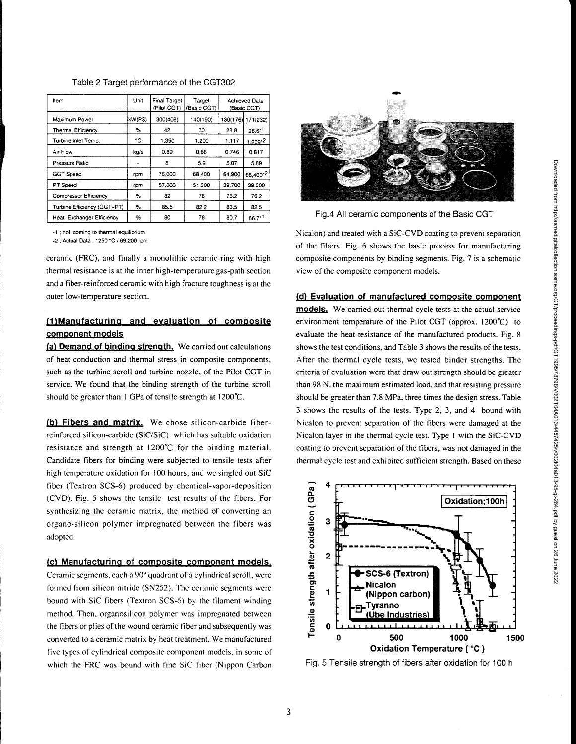Table 2 Target performance of the CGT302

| Item | Unit | Final Target (Pilot CGT) | Target (Basic CGT) | Achieved Data (Basic CGT) | |
|---|---|---|---|---|---|
| Maximum Power | kW(PS) | 300(408) | 140(190) | 130(176) | 171(232) |
| Thermal Efficiency | % | 42 | 30 | 28.8 | 26.6*1 |
| Turbine Inlet Temp. | °C | 1,350 | 1,200 | 1,117 | 1,209*2 |
| Air Flow | kg/s | 0.89 | 0.68 | 0.746 | 0.817 |
| Pressure Ratio | - | 8 | 5.9 | 5.07 | 5.89 |
| GGT Speed | rpm | 76,000 | 68,400 | 64,900 | 68,400*2 |
| PT Speed | rpm | 57,000 | 51,300 | 39,700 | 39,500 |
| Compressor Efficiency | % | 82 | 78 | 76.2 | 76.2 |
| Turbine Efficiency (GGT+PT) | % | 85.5 | 82.2 | 83.5 | 82.5 |
| Heat Exchanger Efficiency | % | 80 | 78 | 80.7 | 66.7*1 |

*1 ; not coming to thermal equilibrium
*2 ; Actual Data : 1250 °C / 69,200 rpm

ceramic (FRC), and finally a monolithic ceramic ring with high thermal resistance is at the inner high-temperature gas-path section and a fiber-reinforced ceramic with high fracture toughness is at the outer low-temperature section.

## (1) Manufacturing and evaluation of composite component models

**(a) Demand of binding strength.** We carried out calculations of heat conduction and thermal stress in composite components, such as the turbine scroll and turbine nozzle, of the Pilot CGT in service. We found that the binding strength of the turbine scroll should be greater than 1 GPa of tensile strength at 1200°C.

**(b) Fibers and matrix.** We chose silicon-carbide fiber-reinforced silicon-carbide (SiC/SiC) which has suitable oxidation resistance and strength at 1200°C for the binding material. Candidate fibers for binding were subjected to tensile tests after high temperature oxidation for 100 hours, and we singled out SiC fiber (Textron SCS-6) produced by chemical-vapor-deposition (CVD). Fig. 5 shows the tensile test results of the fibers. For synthesizing the ceramic matrix, the method of converting an organo-silicon polymer impregnated between the fibers was adopted.

**(c) Manufacturing of composite component models.** Ceramic segments, each a 90° quadrant of a cylindrical scroll, were formed from silicon nitride (SN252). The ceramic segments were bound with SiC fibers (Textron SCS-6) by the filament winding method. Then, organosilicon polymer was impregnated between the fibers or plies of the wound ceramic fiber and subsequently was converted to a ceramic matrix by heat treatment. We manufactured five types of cylindrical composite component models, in some of which the FRC was bound with fine SiC fiber (Nippon Carbon Nicalon) and treated with a SiC-CVD coating to prevent separation of the fibers. Fig. 6 shows the basic process for manufacturing composite components by binding segments. Fig. 7 is a schematic view of the composite component models.

Fig.4 All ceramic components of the Basic CGT

**(d) Evaluation of manufactured composite component models.** We carried out thermal cycle tests at the actual service environment temperature of the Pilot CGT (approx. 1200°C) to evaluate the heat resistance of the manufactured products. Fig. 8 shows the test conditions, and Table 3 shows the results of the tests. After the thermal cycle tests, we tested binder strengths. The criteria of evaluation were that draw out strength should be greater than 98 N, the maximum estimated load, and that resisting pressure should be greater than 7.8 MPa, three times the design stress. Table 3 shows the results of the tests. Type 2, 3, and 4 bound with Nicalon to prevent separation of the fibers were damaged at the Nicalon layer in the thermal cycle test. Type 1 with the SiC-CVD coating to prevent separation of the fibers, was not damaged in the thermal cycle test and exhibited sufficient strength. Based on these

Fig. 5 Tensile strength of fibers after oxidation for 100 h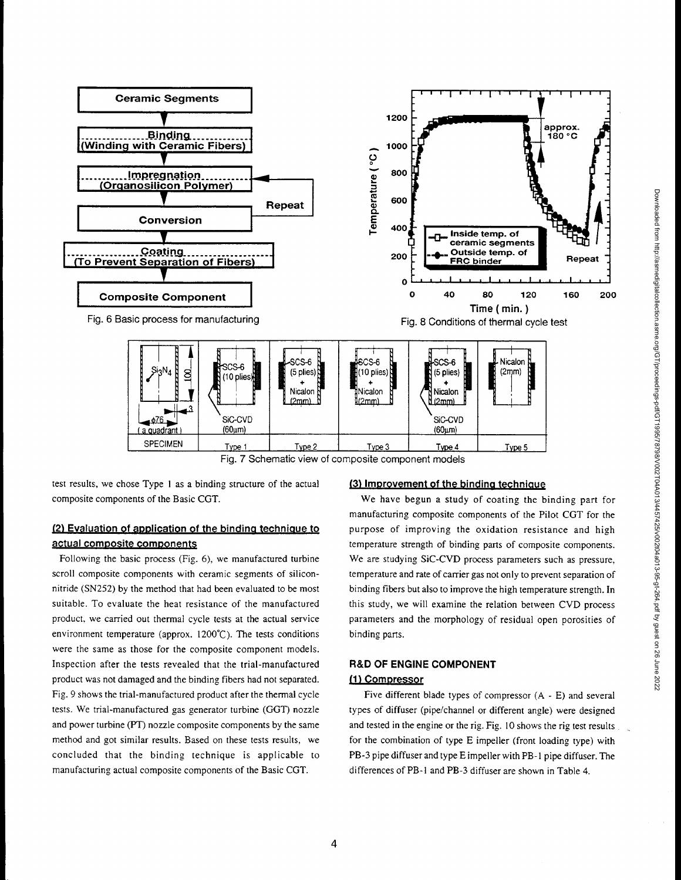Fig. 6 Basic process for manufacturing

Fig. 8 Conditions of thermal cycle test

Fig. 7 Schematic view of composite component models

test results, we chose Type 1 as a binding structure of the actual composite components of the Basic CGT.

### (2) Evaluation of application of the binding technique to actual composite components

Following the basic process (Fig. 6), we manufactured turbine scroll composite components with ceramic segments of silicon-nitride (SN252) by the method that had been evaluated to be most suitable. To evaluate the heat resistance of the manufactured product, we carried out thermal cycle tests at the actual service environment temperature (approx. 1200°C). The tests conditions were the same as those for the composite component models. Inspection after the tests revealed that the trial-manufactured product was not damaged and the binding fibers had not separated. Fig. 9 shows the trial-manufactured product after the thermal cycle tests. We trial-manufactured gas generator turbine (GGT) nozzle and power turbine (PT) nozzle composite components by the same method and got similar results. Based on these tests results, we concluded that the binding technique is applicable to manufacturing actual composite components of the Basic CGT.

### (3) Improvement of the binding technique

We have begun a study of coating the binding part for manufacturing composite components of the Pilot CGT for the purpose of improving the oxidation resistance and high temperature strength of binding parts of composite components. We are studying SiC-CVD process parameters such as pressure, temperature and rate of carrier gas not only to prevent separation of binding fibers but also to improve the high temperature strength. In this study, we will examine the relation between CVD process parameters and the morphology of residual open porosities of binding parts.

## R&D OF ENGINE COMPONENT

### (1) Compressor

Five different blade types of compressor (A - E) and several types of diffuser (pipe/channel or different angle) were designed and tested in the engine or the rig. Fig. 10 shows the rig test results for the combination of type E impeller (front loading type) with PB-3 pipe diffuser and type E impeller with PB-1 pipe diffuser. The differences of PB-1 and PB-3 diffuser are shown in Table 4.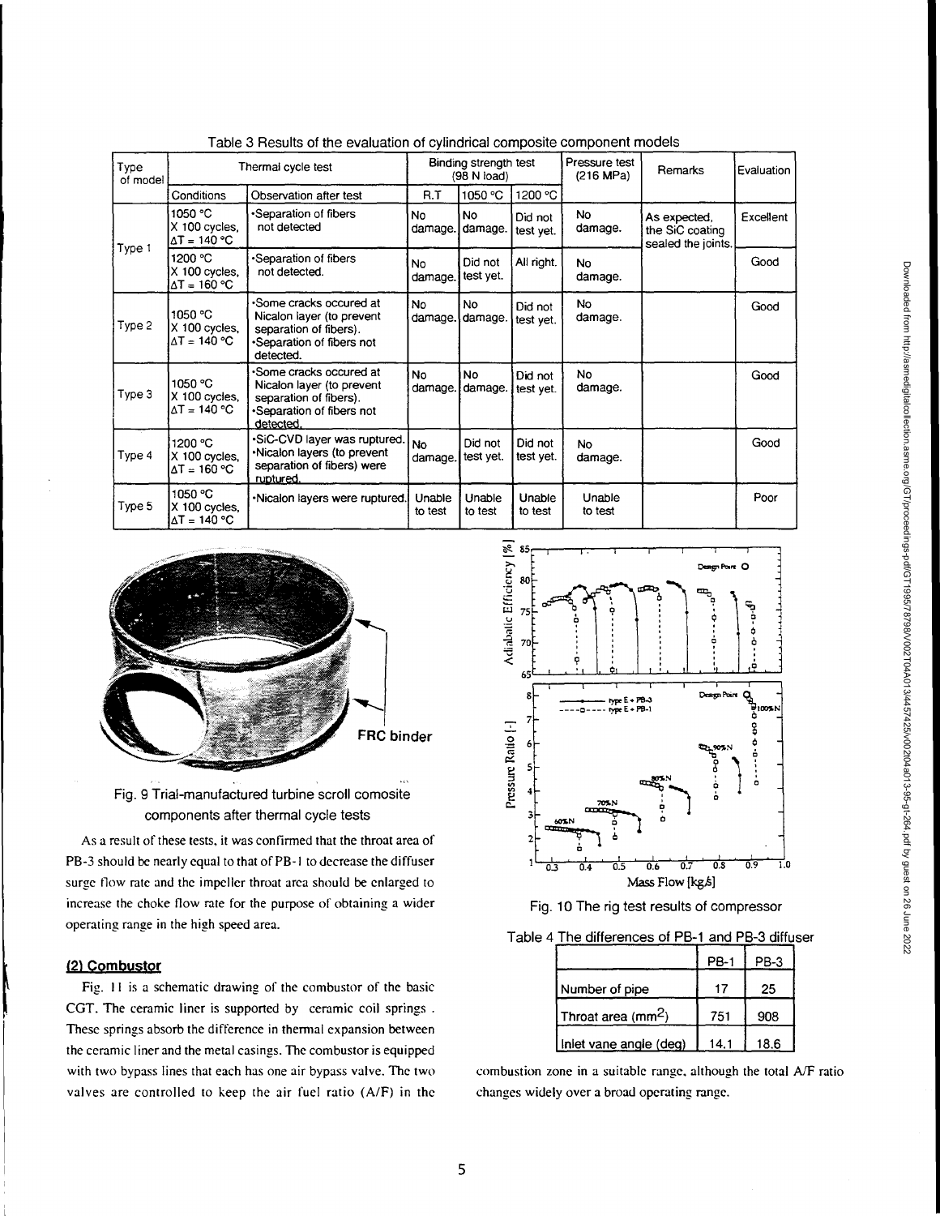Table 3 Results of the evaluation of cylindrical composite component models

| Type of model | Thermal cycle test | | Binding strength test (98 N load) | | | Pressure test (216 MPa) | Remarks | Evaluation |
|---|---|---|---|---|---|---|---|---|
| | Conditions | Observation after test | R.T | 1050 °C | 1200 °C | | | |
| Type 1 | 1050 °C X 100 cycles, ΔT = 140 °C | •Separation of fibers not detected | No damage. | No damage. | Did not test yet. | No damage. | As expected, the SiC coating sealed the joints. | Excellent |
| | 1200 °C X 100 cycles, ΔT = 160 °C | •Separation of fibers not detected. | No damage. | Did not test yet. | All right. | No damage. | | Good |
| Type 2 | 1050 °C X 100 cycles, ΔT = 140 °C | •Some cracks occured at Nicalon layer (to prevent separation of fibers). •Separation of fibers not detected. | No damage. | No damage. | Did not test yet. | No damage. | | Good |
| Type 3 | 1050 °C X 100 cycles, ΔT = 140 °C | •Some cracks occured at Nicalon layer (to prevent separation of fibers). •Separation of fibers not detected. | No damage. | No damage. | Did not test yet. | No damage. | | Good |
| Type 4 | 1200 °C X 100 cycles, ΔT = 160 °C | •SiC-CVD layer was ruptured. •Nicalon layers (to prevent separation of fibers) were ruptured. | No damage. | Did not test yet. | Did not test yet. | No damage. | | Good |
| Type 5 | 1050 °C X 100 cycles, ΔT = 140 °C | •Nicalon layers were ruptured. | Unable to test | Unable to test | Unable to test | Unable to test | | Poor |

Fig. 9 Trial-manufactured turbine scroll comosite components after thermal cycle tests

As a result of these tests, it was confirmed that the throat area of PB-3 should be nearly equal to that of PB-1 to decrease the diffuser surge flow rate and the impeller throat area should be enlarged to increase the choke flow rate for the purpose of obtaining a wider operating range in the high speed area.

Fig. 10 The rig test results of compressor

Table 4 The differences of PB-1 and PB-3 diffuser

| | PB-1 | PB-3 |
|---|---|---|
| Number of pipe | 17 | 25 |
| Throat area ($mm^2$) | 751 | 908 |
| Inlet vane angle (deg) | 14.1 | 18.6 |

### (2) Combustor

Fig. 11 is a schematic drawing of the combustor of the basic CGT. The ceramic liner is supported by ceramic coil springs. These springs absorb the difference in thermal expansion between the ceramic liner and the metal casings. The combustor is equipped with two bypass lines that each has one air bypass valve. The two valves are controlled to keep the air fuel ratio (A/F) in the combustion zone in a suitable range, although the total A/F ratio changes widely over a broad operating range.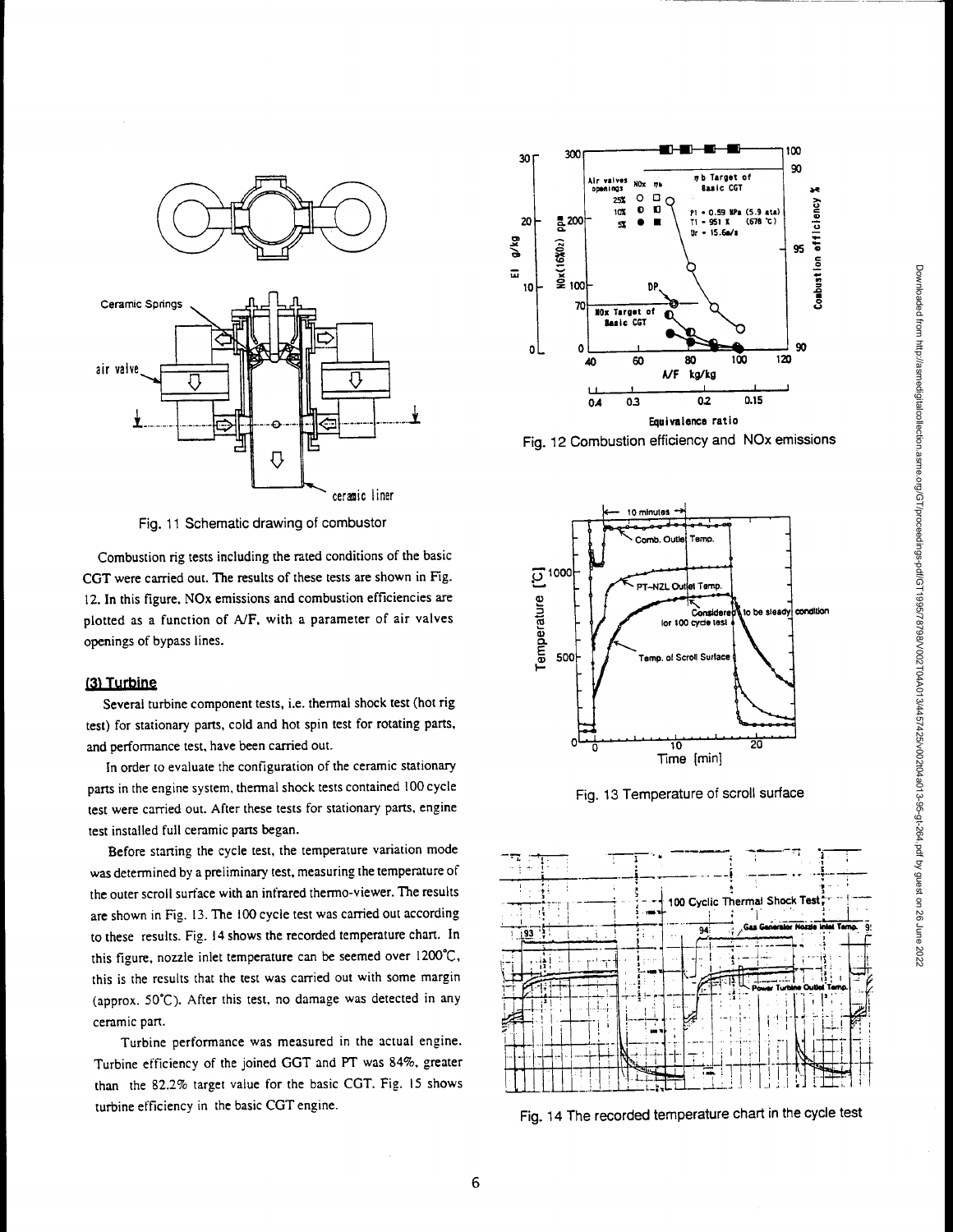Fig. 11 Schematic drawing of combustor

Combustion rig tests including the rated conditions of the basic CGT were carried out. The results of these tests are shown in Fig. 12. In this figure, NOx emissions and combustion efficiencies are plotted as a function of A/F, with a parameter of air valves openings of bypass lines.

### (3) Turbine

Several turbine component tests, i.e. thermal shock test (hot rig test) for stationary parts, cold and hot spin test for rotating parts, and performance test, have been carried out.

In order to evaluate the configuration of the ceramic stationary parts in the engine system, thermal shock tests contained 100 cycle test were carried out. After these tests for stationary parts, engine test installed full ceramic parts began.

Before starting the cycle test, the temperature variation mode was determined by a preliminary test, measuring the temperature of the outer scroll surface with an infrared thermo-viewer. The results are shown in Fig. 13. The 100 cycle test was carried out according to these results. Fig. 14 shows the recorded temperature chart. In this figure, nozzle inlet temperature can be seemed over 1200°C, this is the results that the test was carried out with some margin (approx. 50°C). After this test, no damage was detected in any ceramic part.

Turbine performance was measured in the actual engine. Turbine efficiency of the joined GGT and PT was 84%, greater than the 82.2% target value for the basic CGT. Fig. 15 shows turbine efficiency in the basic CGT engine.

Fig. 12 Combustion efficiency and NOx emissions

Fig. 13 Temperature of scroll surface

Fig. 14 The recorded temperature chart in the cycle test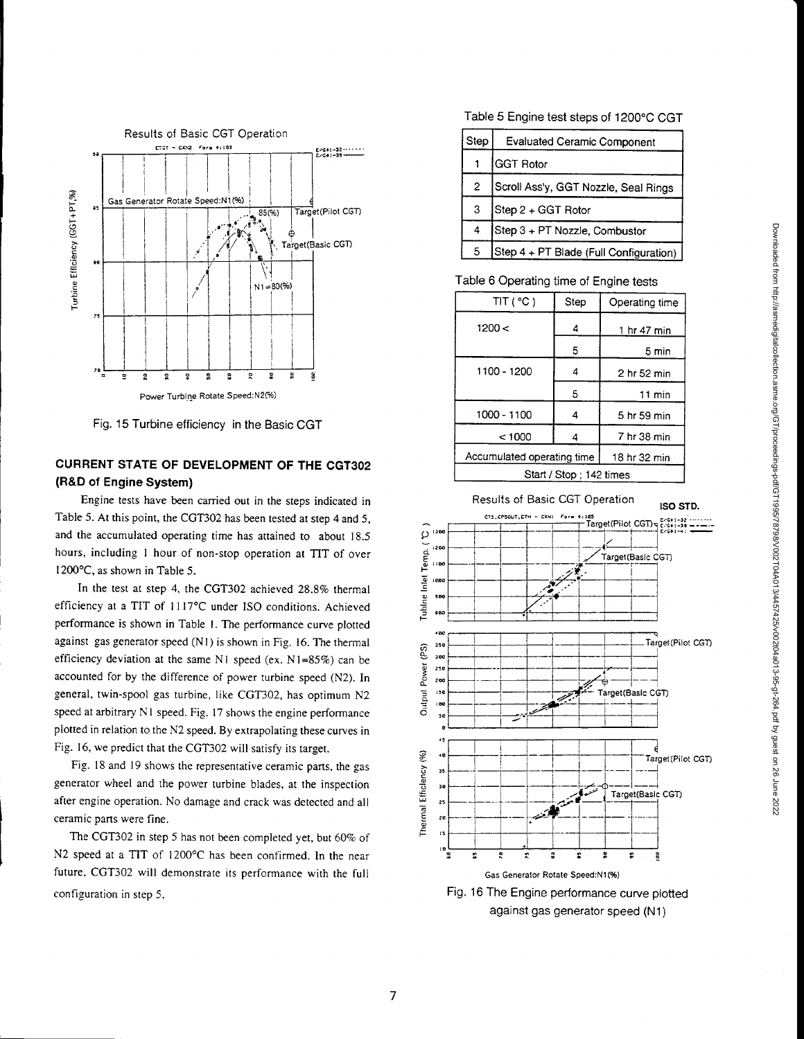Fig. 15 Turbine efficiency in the Basic CGT

## CURRENT STATE OF DEVELOPMENT OF THE CGT302 (R&D of Engine System)

Engine tests have been carried out in the steps indicated in Table 5. At this point, the CGT302 has been tested at step 4 and 5, and the accumulated operating time has attained to about 18.5 hours, including 1 hour of non-stop operation at TIT of over 1200°C, as shown in Table 5.

In the test at step 4, the CGT302 achieved 28.8% thermal efficiency at a TIT of 1117°C under ISO conditions. Achieved performance is shown in Table 1. The performance curve plotted against gas generator speed (N1) is shown in Fig. 16. The thermal efficiency deviation at the same N1 speed (ex. N1=85%) can be accounted for by the difference of power turbine speed (N2). In general, twin-spool gas turbine, like CGT302, has optimum N2 speed at arbitrary N1 speed. Fig. 17 shows the engine performance plotted in relation to the N2 speed. By extrapolating these curves in Fig. 16, we predict that the CGT302 will satisfy its target.

Fig. 18 and 19 shows the representative ceramic parts, the gas generator wheel and the power turbine blades, at the inspection after engine operation. No damage and crack was detected and all ceramic parts were fine.

The CGT302 in step 5 has not been completed yet, but 60% of N2 speed at a TIT of 1200°C has been confirmed. In the near future, CGT302 will demonstrate its performance with the full configuration in step 5.

Table 5 Engine test steps of 1200°C CGT

| Step | Evaluated Ceramic Component |
|---|---|
| 1 | GGT Rotor |
| 2 | Scroll Ass'y, GGT Nozzle, Seal Rings |
| 3 | Step 2 + GGT Rotor |
| 4 | Step 3 + PT Nozzle, Combustor |
| 5 | Step 4 + PT Blade (Full Configuration) |

Table 6 Operating time of Engine tests

| TIT ( °C ) | Step | Operating time |
|---|---|---|
| 1200 < | 4 | 1 hr 47 min |
| | 5 | 5 min |
| 1100 - 1200 | 4 | 2 hr 52 min |
| | 5 | 11 min |
| 1000 - 1100 | 4 | 5 hr 59 min |
| < 1000 | 4 | 7 hr 38 min |
| Accumulated operating time | | 18 hr 32 min |
| Start / Stop ; 142 times | | |

Fig. 16 The Engine performance curve plotted against gas generator speed (N1)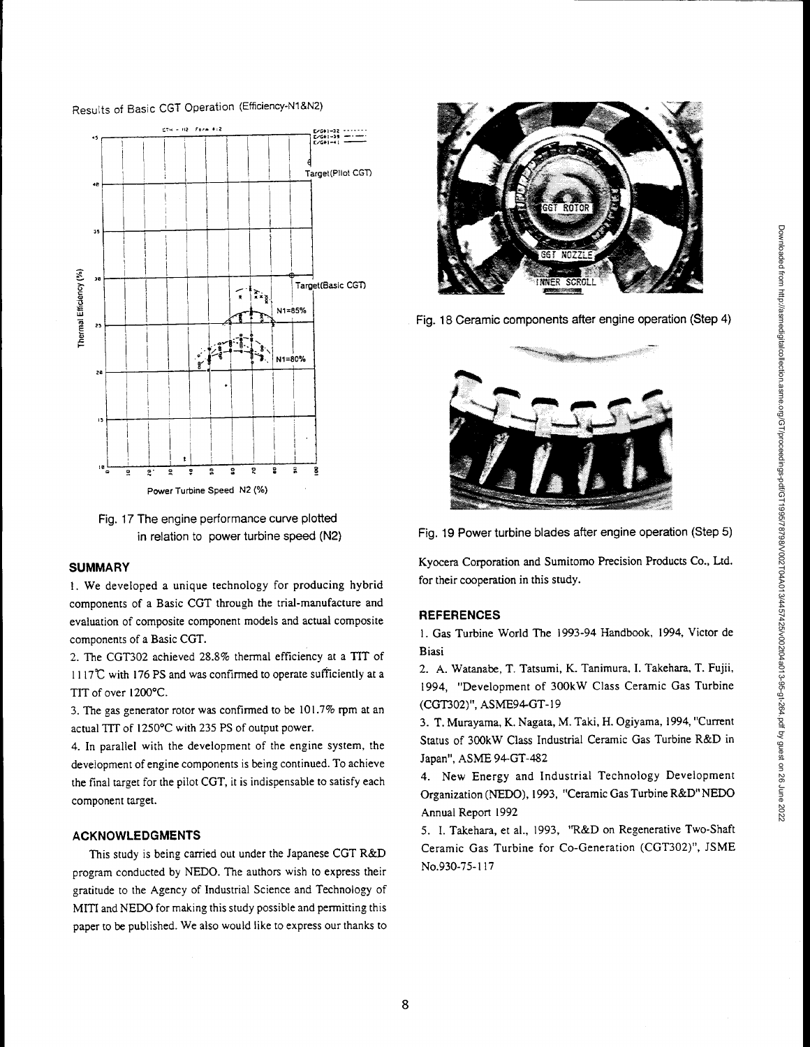Results of Basic CGT Operation (Efficiency-N1&N2)

Thermal Efficiency (%)

Power Turbine Speed N2 (%)

Target(Pilot CGT)

Target(Basic CGT)

N1=85%

N1=80%

Fig. 17 The engine performance curve plotted in relation to power turbine speed (N2)

## SUMMARY

1. We developed a unique technology for producing hybrid components of a Basic CGT through the trial-manufacture and evaluation of composite component models and actual composite components of a Basic CGT.

2. The CGT302 achieved 28.8% thermal efficiency at a TIT of 1117℃ with 176 PS and was confirmed to operate sufficiently at a TIT of over 1200°C.

3. The gas generator rotor was confirmed to be 101.7% rpm at an actual TIT of 1250°C with 235 PS of output power.

4. In parallel with the development of the engine system, the development of engine components is being continued. To achieve the final target for the pilot CGT, it is indispensable to satisfy each component target.

## ACKNOWLEDGMENTS

This study is being carried out under the Japanese CGT R&D program conducted by NEDO. The authors wish to express their gratitude to the Agency of Industrial Science and Technology of MITI and NEDO for making this study possible and permitting this paper to be published. We also would like to express our thanks to Kyocera Corporation and Sumitomo Precision Products Co., Ltd. for their cooperation in this study.

GGT ROTOR

GGT NOZZLE

INNER SCROLL

Fig. 18 Ceramic components after engine operation (Step 4)

Fig. 19 Power turbine blades after engine operation (Step 5)

## REFERENCES

1. Gas Turbine World The 1993-94 Handbook, 1994, Victor de Biasi

2. A. Watanabe, T. Tatsumi, K. Tanimura, I. Takehara, T. Fujii, 1994, "Development of 300kW Class Ceramic Gas Turbine (CGT302)", ASME94-GT-19

3. T. Murayama, K. Nagata, M. Taki, H. Ogiyama, 1994, "Current Status of 300kW Class Industrial Ceramic Gas Turbine R&D in Japan", ASME 94-GT-482

4. New Energy and Industrial Technology Development Organization (NEDO), 1993, "Ceramic Gas Turbine R&D" NEDO Annual Report 1992

5. I. Takehara, et al., 1993, "R&D on Regenerative Two-Shaft Ceramic Gas Turbine for Co-Generation (CGT302)", JSME No.930-75-117